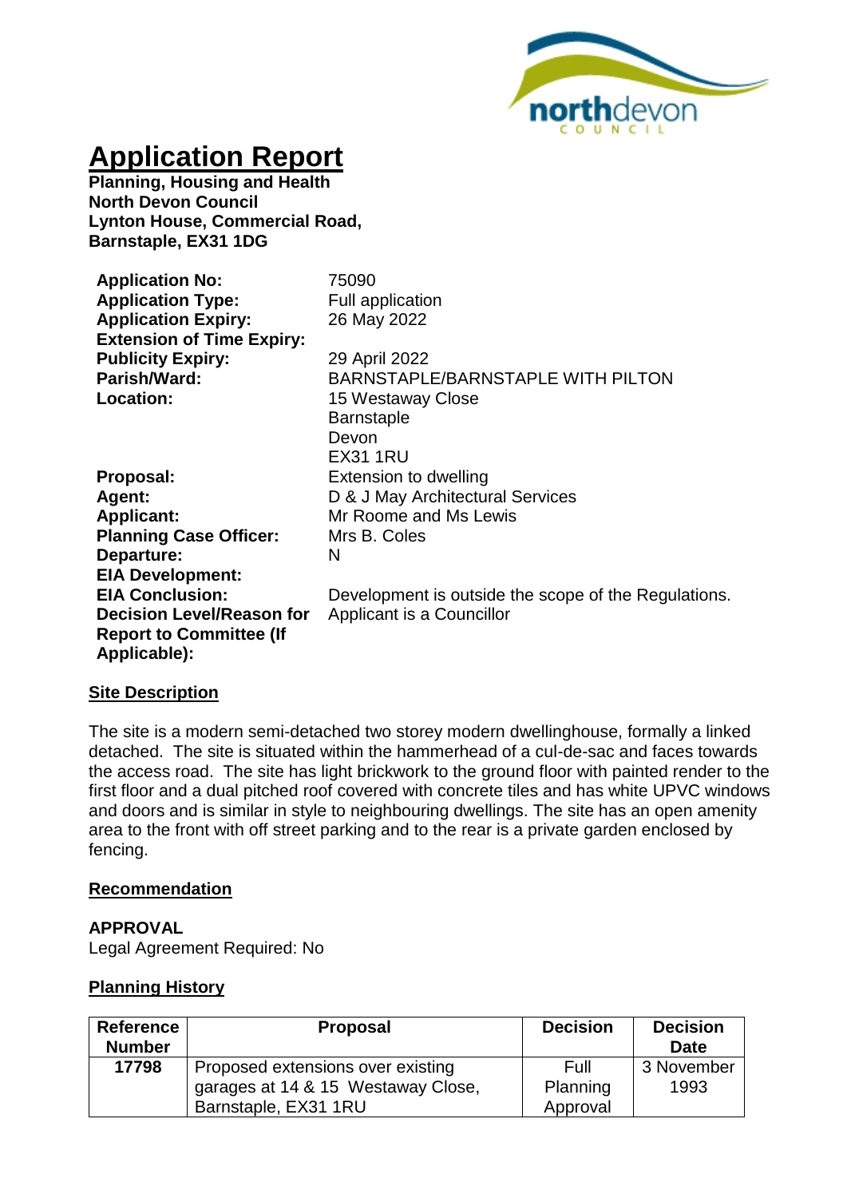# Application Report

**Planning, Housing and Health**
**North Devon Council**
**Lynton House, Commercial Road,**
**Barnstaple, EX31 1DG**

| | |
|---|---|
| **Application No:** | 75090 |
| **Application Type:** | Full application |
| **Application Expiry:** | 26 May 2022 |
| **Extension of Time Expiry:** | |
| **Publicity Expiry:** | 29 April 2022 |
| **Parish/Ward:** | BARNSTAPLE/BARNSTAPLE WITH PILTON |
| **Location:** | 15 Westaway Close<br>Barnstaple<br>Devon<br>EX31 1RU |
| **Proposal:** | Extension to dwelling |
| **Agent:** | D & J May Architectural Services |
| **Applicant:** | Mr Roome and Ms Lewis |
| **Planning Case Officer:** | Mrs B. Coles |
| **Departure:** | N |
| **EIA Development:** | |
| **EIA Conclusion:** | Development is outside the scope of the Regulations. |
| **Decision Level/Reason for Report to Committee (If Applicable):** | Applicant is a Councillor |

## Site Description

The site is a modern semi-detached two storey modern dwellinghouse, formally a linked detached. The site is situated within the hammerhead of a cul-de-sac and faces towards the access road. The site has light brickwork to the ground floor with painted render to the first floor and a dual pitched roof covered with concrete tiles and has white UPVC windows and doors and is similar in style to neighbouring dwellings. The site has an open amenity area to the front with off street parking and to the rear is a private garden enclosed by fencing.

## Recommendation

**APPROVAL**
Legal Agreement Required: No

## Planning History

| Reference Number | Proposal | Decision | Decision Date |
|---|---|---|---|
| **17798** | Proposed extensions over existing garages at 14 & 15 Westaway Close, Barnstaple, EX31 1RU | Full Planning Approval | 3 November 1993 |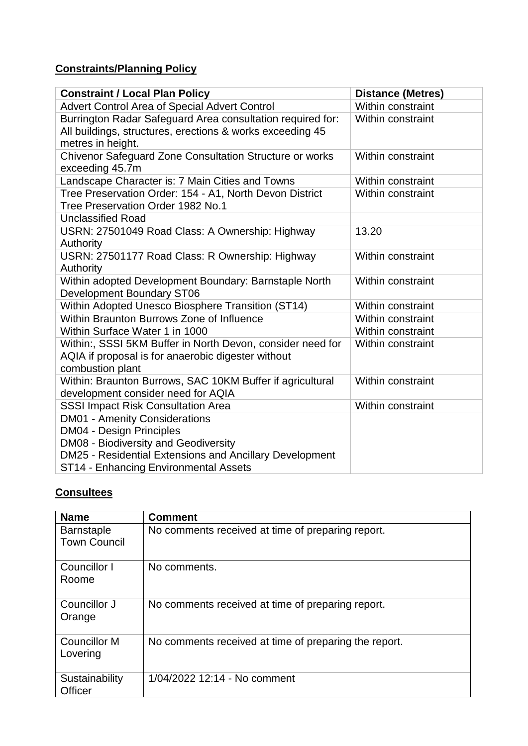**Constraints/Planning Policy**

| Constraint / Local Plan Policy | Distance (Metres) |
|---|---|
| Advert Control Area of Special Advert Control | Within constraint |
| Burrington Radar Safeguard Area consultation required for: All buildings, structures, erections & works exceeding 45 metres in height. | Within constraint |
| Chivenor Safeguard Zone Consultation Structure or works exceeding 45.7m | Within constraint |
| Landscape Character is: 7 Main Cities and Towns | Within constraint |
| Tree Preservation Order: 154 - A1, North Devon District Tree Preservation Order 1982 No.1 | Within constraint |
| Unclassified Road | |
| USRN: 27501049 Road Class: A Ownership: Highway Authority | 13.20 |
| USRN: 27501177 Road Class: R Ownership: Highway Authority | Within constraint |
| Within adopted Development Boundary: Barnstaple North Development Boundary ST06 | Within constraint |
| Within Adopted Unesco Biosphere Transition (ST14) | Within constraint |
| Within Braunton Burrows Zone of Influence | Within constraint |
| Within Surface Water 1 in 1000 | Within constraint |
| Within:, SSSI 5KM Buffer in North Devon, consider need for AQIA if proposal is for anaerobic digester without combustion plant | Within constraint |
| Within: Braunton Burrows, SAC 10KM Buffer if agricultural development consider need for AQIA | Within constraint |
| SSSI Impact Risk Consultation Area | Within constraint |
| DM01 - Amenity Considerations<br>DM04 - Design Principles<br>DM08 - Biodiversity and Geodiversity<br>DM25 - Residential Extensions and Ancillary Development<br>ST14 - Enhancing Environmental Assets | |

**Consultees**

| Name | Comment |
|---|---|
| Barnstaple Town Council | No comments received at time of preparing report. |
| Councillor I Roome | No comments. |
| Councillor J Orange | No comments received at time of preparing report. |
| Councillor M Lovering | No comments received at time of preparing the report. |
| Sustainability Officer | 1/04/2022 12:14 - No comment |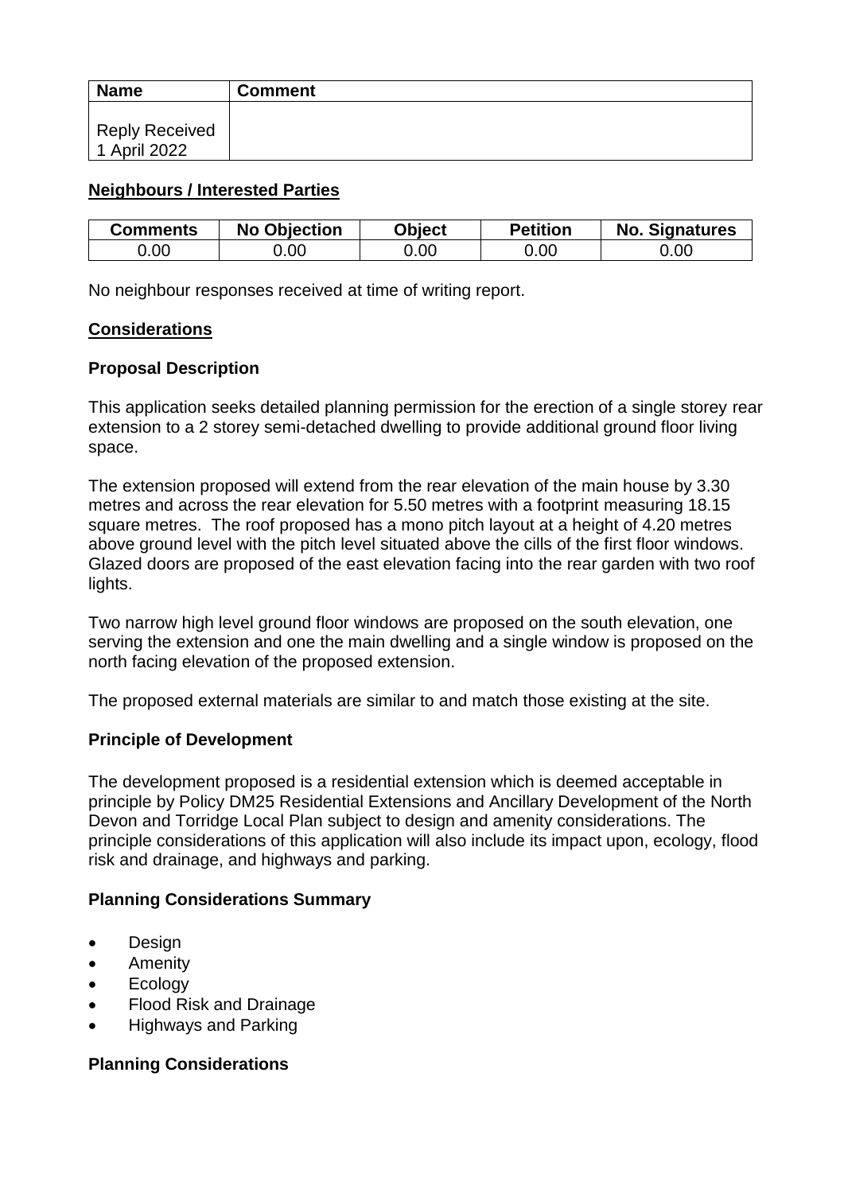| Name | Comment |
| --- | --- |
| Reply Received 1 April 2022 | |

## Neighbours / Interested Parties

| Comments | No Objection | Object | Petition | No. Signatures |
| --- | --- | --- | --- | --- |
| 0.00 | 0.00 | 0.00 | 0.00 | 0.00 |

No neighbour responses received at time of writing report.

## Considerations

### Proposal Description

This application seeks detailed planning permission for the erection of a single storey rear extension to a 2 storey semi-detached dwelling to provide additional ground floor living space.

The extension proposed will extend from the rear elevation of the main house by 3.30 metres and across the rear elevation for 5.50 metres with a footprint measuring 18.15 square metres. The roof proposed has a mono pitch layout at a height of 4.20 metres above ground level with the pitch level situated above the cills of the first floor windows. Glazed doors are proposed of the east elevation facing into the rear garden with two roof lights.

Two narrow high level ground floor windows are proposed on the south elevation, one serving the extension and one the main dwelling and a single window is proposed on the north facing elevation of the proposed extension.

The proposed external materials are similar to and match those existing at the site.

### Principle of Development

The development proposed is a residential extension which is deemed acceptable in principle by Policy DM25 Residential Extensions and Ancillary Development of the North Devon and Torridge Local Plan subject to design and amenity considerations. The principle considerations of this application will also include its impact upon, ecology, flood risk and drainage, and highways and parking.

### Planning Considerations Summary

- Design
- Amenity
- Ecology
- Flood Risk and Drainage
- Highways and Parking

### Planning Considerations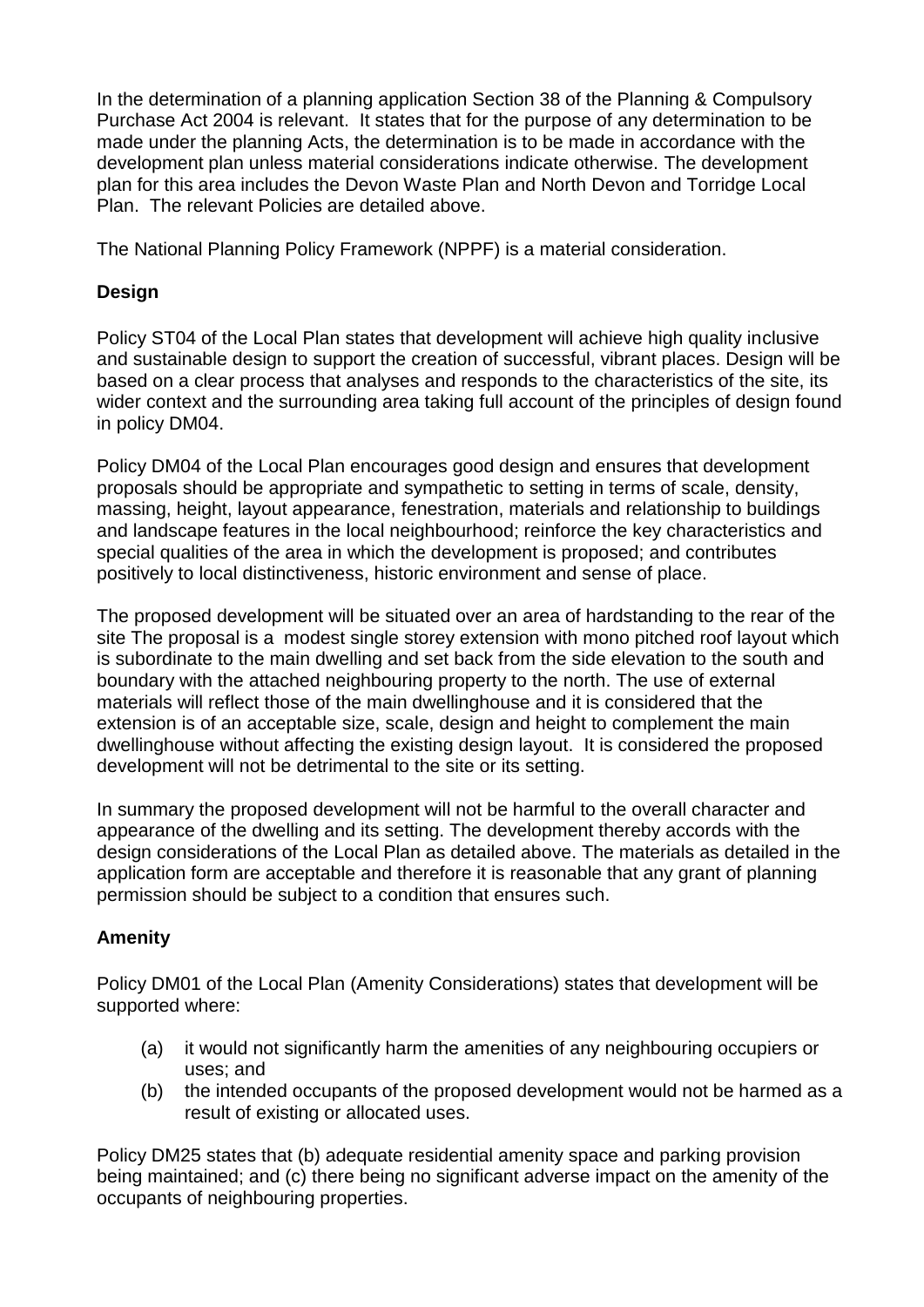In the determination of a planning application Section 38 of the Planning & Compulsory Purchase Act 2004 is relevant. It states that for the purpose of any determination to be made under the planning Acts, the determination is to be made in accordance with the development plan unless material considerations indicate otherwise. The development plan for this area includes the Devon Waste Plan and North Devon and Torridge Local Plan. The relevant Policies are detailed above.

The National Planning Policy Framework (NPPF) is a material consideration.

**Design**

Policy ST04 of the Local Plan states that development will achieve high quality inclusive and sustainable design to support the creation of successful, vibrant places. Design will be based on a clear process that analyses and responds to the characteristics of the site, its wider context and the surrounding area taking full account of the principles of design found in policy DM04.

Policy DM04 of the Local Plan encourages good design and ensures that development proposals should be appropriate and sympathetic to setting in terms of scale, density, massing, height, layout appearance, fenestration, materials and relationship to buildings and landscape features in the local neighbourhood; reinforce the key characteristics and special qualities of the area in which the development is proposed; and contributes positively to local distinctiveness, historic environment and sense of place.

The proposed development will be situated over an area of hardstanding to the rear of the site The proposal is a modest single storey extension with mono pitched roof layout which is subordinate to the main dwelling and set back from the side elevation to the south and boundary with the attached neighbouring property to the north. The use of external materials will reflect those of the main dwellinghouse and it is considered that the extension is of an acceptable size, scale, design and height to complement the main dwellinghouse without affecting the existing design layout. It is considered the proposed development will not be detrimental to the site or its setting.

In summary the proposed development will not be harmful to the overall character and appearance of the dwelling and its setting. The development thereby accords with the design considerations of the Local Plan as detailed above. The materials as detailed in the application form are acceptable and therefore it is reasonable that any grant of planning permission should be subject to a condition that ensures such.

**Amenity**

Policy DM01 of the Local Plan (Amenity Considerations) states that development will be supported where:

(a) it would not significantly harm the amenities of any neighbouring occupiers or uses; and

(b) the intended occupants of the proposed development would not be harmed as a result of existing or allocated uses.

Policy DM25 states that (b) adequate residential amenity space and parking provision being maintained; and (c) there being no significant adverse impact on the amenity of the occupants of neighbouring properties.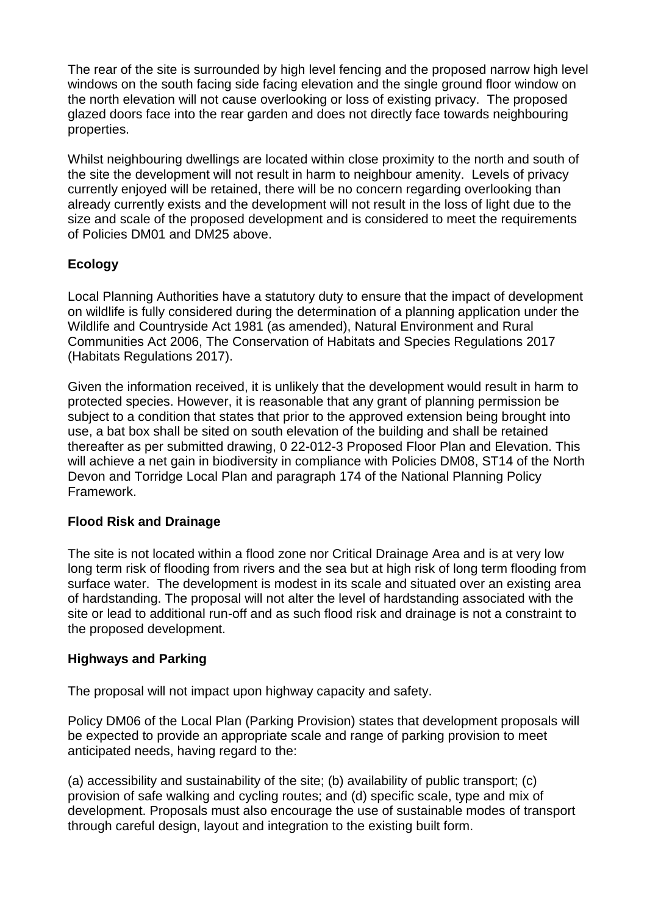The rear of the site is surrounded by high level fencing and the proposed narrow high level windows on the south facing side facing elevation and the single ground floor window on the north elevation will not cause overlooking or loss of existing privacy. The proposed glazed doors face into the rear garden and does not directly face towards neighbouring properties.

Whilst neighbouring dwellings are located within close proximity to the north and south of the site the development will not result in harm to neighbour amenity. Levels of privacy currently enjoyed will be retained, there will be no concern regarding overlooking than already currently exists and the development will not result in the loss of light due to the size and scale of the proposed development and is considered to meet the requirements of Policies DM01 and DM25 above.

**Ecology**

Local Planning Authorities have a statutory duty to ensure that the impact of development on wildlife is fully considered during the determination of a planning application under the Wildlife and Countryside Act 1981 (as amended), Natural Environment and Rural Communities Act 2006, The Conservation of Habitats and Species Regulations 2017 (Habitats Regulations 2017).

Given the information received, it is unlikely that the development would result in harm to protected species. However, it is reasonable that any grant of planning permission be subject to a condition that states that prior to the approved extension being brought into use, a bat box shall be sited on south elevation of the building and shall be retained thereafter as per submitted drawing, 0 22-012-3 Proposed Floor Plan and Elevation. This will achieve a net gain in biodiversity in compliance with Policies DM08, ST14 of the North Devon and Torridge Local Plan and paragraph 174 of the National Planning Policy Framework.

**Flood Risk and Drainage**

The site is not located within a flood zone nor Critical Drainage Area and is at very low long term risk of flooding from rivers and the sea but at high risk of long term flooding from surface water. The development is modest in its scale and situated over an existing area of hardstanding. The proposal will not alter the level of hardstanding associated with the site or lead to additional run-off and as such flood risk and drainage is not a constraint to the proposed development.

**Highways and Parking**

The proposal will not impact upon highway capacity and safety.

Policy DM06 of the Local Plan (Parking Provision) states that development proposals will be expected to provide an appropriate scale and range of parking provision to meet anticipated needs, having regard to the:

(a) accessibility and sustainability of the site; (b) availability of public transport; (c) provision of safe walking and cycling routes; and (d) specific scale, type and mix of development. Proposals must also encourage the use of sustainable modes of transport through careful design, layout and integration to the existing built form.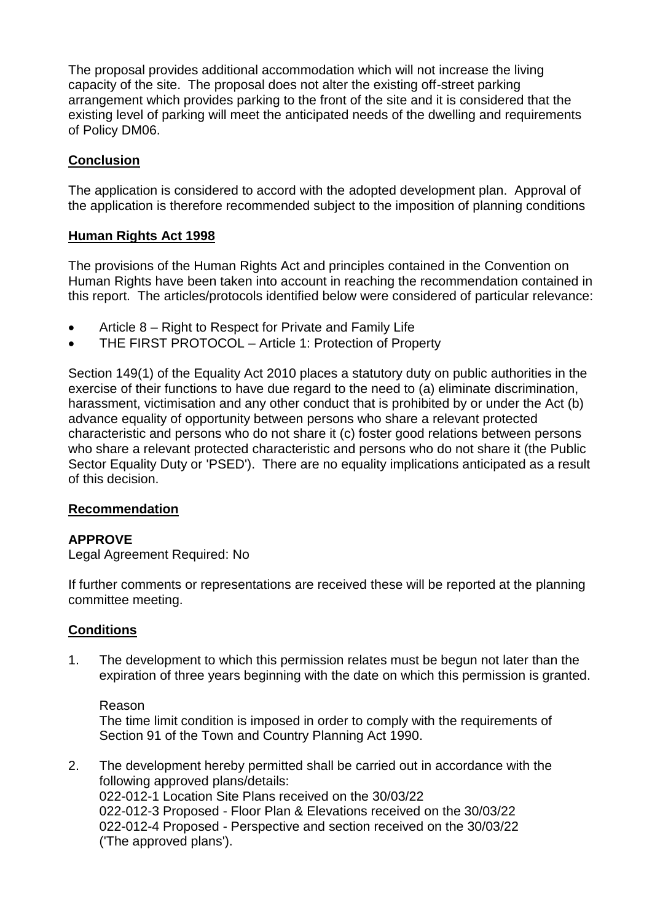The proposal provides additional accommodation which will not increase the living capacity of the site. The proposal does not alter the existing off-street parking arrangement which provides parking to the front of the site and it is considered that the existing level of parking will meet the anticipated needs of the dwelling and requirements of Policy DM06.

## Conclusion

The application is considered to accord with the adopted development plan. Approval of the application is therefore recommended subject to the imposition of planning conditions

## Human Rights Act 1998

The provisions of the Human Rights Act and principles contained in the Convention on Human Rights have been taken into account in reaching the recommendation contained in this report. The articles/protocols identified below were considered of particular relevance:

- Article 8 – Right to Respect for Private and Family Life
- THE FIRST PROTOCOL – Article 1: Protection of Property

Section 149(1) of the Equality Act 2010 places a statutory duty on public authorities in the exercise of their functions to have due regard to the need to (a) eliminate discrimination, harassment, victimisation and any other conduct that is prohibited by or under the Act (b) advance equality of opportunity between persons who share a relevant protected characteristic and persons who do not share it (c) foster good relations between persons who share a relevant protected characteristic and persons who do not share it (the Public Sector Equality Duty or 'PSED'). There are no equality implications anticipated as a result of this decision.

## Recommendation

**APPROVE**

Legal Agreement Required: No

If further comments or representations are received these will be reported at the planning committee meeting.

## Conditions

1. The development to which this permission relates must be begun not later than the expiration of three years beginning with the date on which this permission is granted.

   Reason
   The time limit condition is imposed in order to comply with the requirements of Section 91 of the Town and Country Planning Act 1990.

2. The development hereby permitted shall be carried out in accordance with the following approved plans/details:
   022-012-1 Location Site Plans received on the 30/03/22
   022-012-3 Proposed - Floor Plan & Elevations received on the 30/03/22
   022-012-4 Proposed - Perspective and section received on the 30/03/22
   ('The approved plans').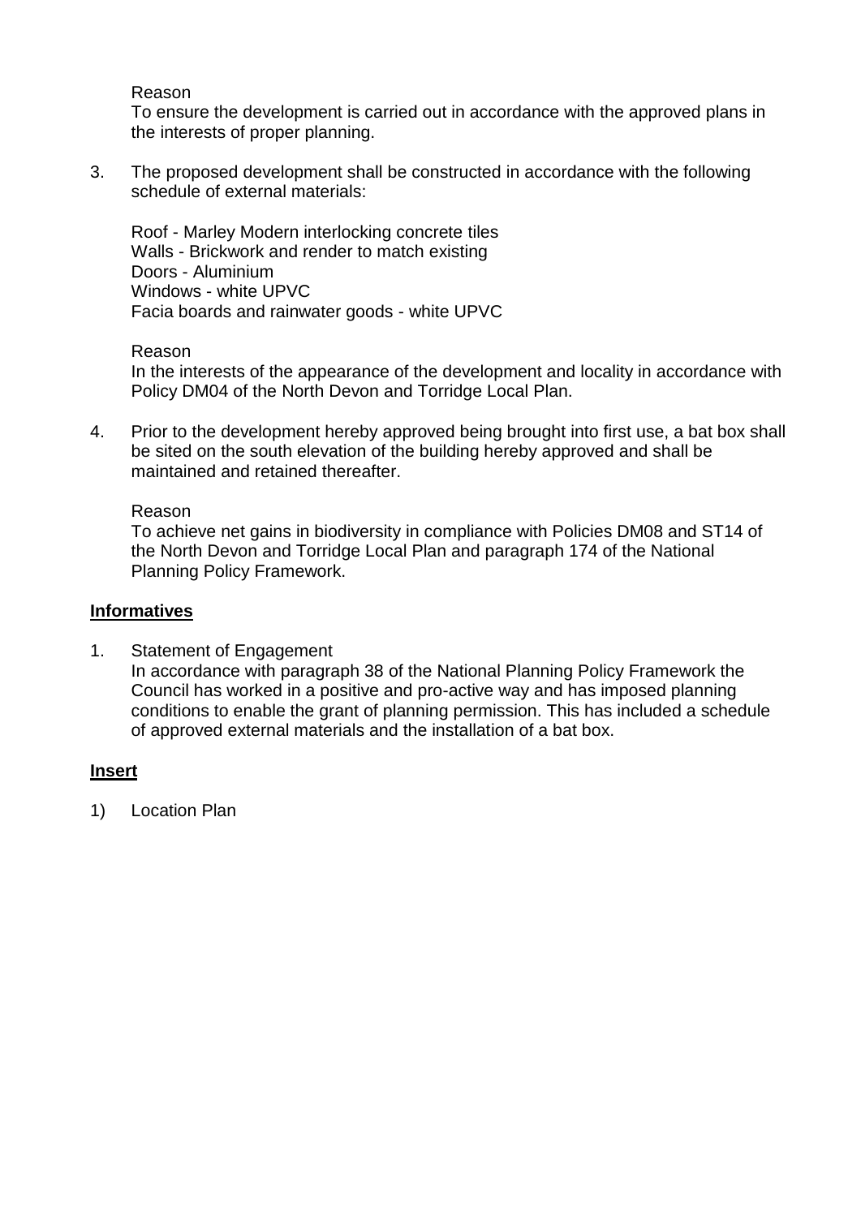Reason
To ensure the development is carried out in accordance with the approved plans in the interests of proper planning.

3. The proposed development shall be constructed in accordance with the following schedule of external materials:

   Roof - Marley Modern interlocking concrete tiles
   Walls - Brickwork and render to match existing
   Doors - Aluminium
   Windows - white UPVC
   Facia boards and rainwater goods - white UPVC

   Reason
   In the interests of the appearance of the development and locality in accordance with Policy DM04 of the North Devon and Torridge Local Plan.

4. Prior to the development hereby approved being brought into first use, a bat box shall be sited on the south elevation of the building hereby approved and shall be maintained and retained thereafter.

   Reason
   To achieve net gains in biodiversity in compliance with Policies DM08 and ST14 of the North Devon and Torridge Local Plan and paragraph 174 of the National Planning Policy Framework.

**Informatives**

1. Statement of Engagement
   In accordance with paragraph 38 of the National Planning Policy Framework the Council has worked in a positive and pro-active way and has imposed planning conditions to enable the grant of planning permission. This has included a schedule of approved external materials and the installation of a bat box.

**Insert**

1) Location Plan